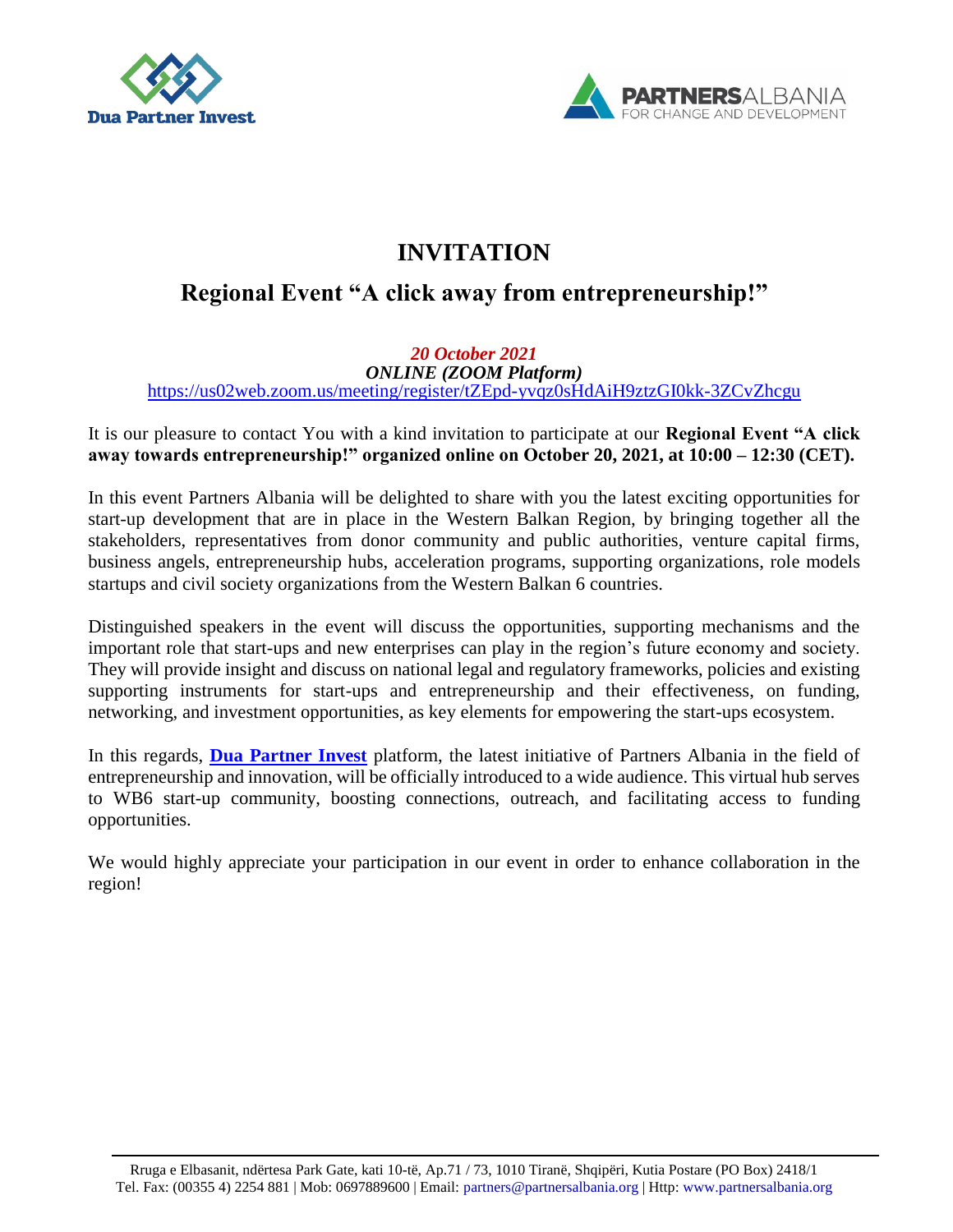# INVITATION

## Regional Event "A click away from entrepreneurship!"

***20 October 2021***
***ONLINE (ZOOM Platform)***
https://us02web.zoom.us/meeting/register/tZEpd-yvqz0sHdAiH9ztzGI0kk-3ZCvZhcgu

It is our pleasure to contact You with a kind invitation to participate at our **Regional Event "A click away towards entrepreneurship!" organized online on October 20, 2021, at 10:00 – 12:30 (CET).**

In this event Partners Albania will be delighted to share with you the latest exciting opportunities for start-up development that are in place in the Western Balkan Region, by bringing together all the stakeholders, representatives from donor community and public authorities, venture capital firms, business angels, entrepreneurship hubs, acceleration programs, supporting organizations, role models startups and civil society organizations from the Western Balkan 6 countries.

Distinguished speakers in the event will discuss the opportunities, supporting mechanisms and the important role that start-ups and new enterprises can play in the region's future economy and society. They will provide insight and discuss on national legal and regulatory frameworks, policies and existing supporting instruments for start-ups and entrepreneurship and their effectiveness, on funding, networking, and investment opportunities, as key elements for empowering the start-ups ecosystem.

In this regards, **Dua Partner Invest** platform, the latest initiative of Partners Albania in the field of entrepreneurship and innovation, will be officially introduced to a wide audience. This virtual hub serves to WB6 start-up community, boosting connections, outreach, and facilitating access to funding opportunities.

We would highly appreciate your participation in our event in order to enhance collaboration in the region!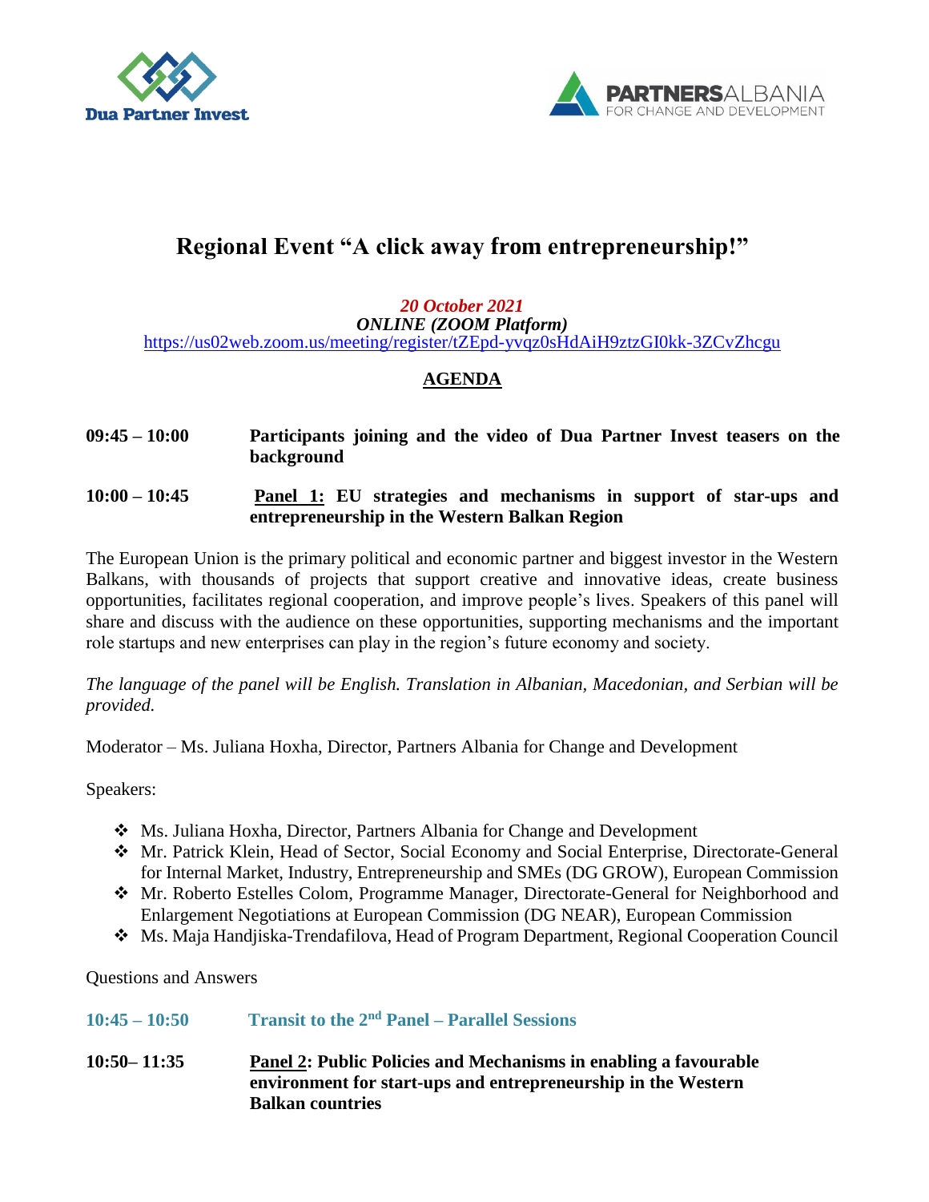# Regional Event "A click away from entrepreneurship!"

***20 October 2021***
***ONLINE (ZOOM Platform)***
https://us02web.zoom.us/meeting/register/tZEpd-yvqz0sHdAiH9ztzGI0kk-3ZCvZhcgu

## AGENDA

**09:45 – 10:00** **Participants joining and the video of Dua Partner Invest teasers on the background**

**10:00 – 10:45** **Panel 1: EU strategies and mechanisms in support of star-ups and entrepreneurship in the Western Balkan Region**

The European Union is the primary political and economic partner and biggest investor in the Western Balkans, with thousands of projects that support creative and innovative ideas, create business opportunities, facilitates regional cooperation, and improve people's lives. Speakers of this panel will share and discuss with the audience on these opportunities, supporting mechanisms and the important role startups and new enterprises can play in the region's future economy and society.

*The language of the panel will be English. Translation in Albanian, Macedonian, and Serbian will be provided.*

Moderator – Ms. Juliana Hoxha, Director, Partners Albania for Change and Development

Speakers:

- Ms. Juliana Hoxha, Director, Partners Albania for Change and Development
- Mr. Patrick Klein, Head of Sector, Social Economy and Social Enterprise, Directorate-General for Internal Market, Industry, Entrepreneurship and SMEs (DG GROW), European Commission
- Mr. Roberto Estelles Colom, Programme Manager, Directorate-General for Neighborhood and Enlargement Negotiations at European Commission (DG NEAR), European Commission
- Ms. Maja Handjiska-Trendafilova, Head of Program Department, Regional Cooperation Council

Questions and Answers

**10:45 – 10:50** **Transit to the 2nd Panel – Parallel Sessions**

**10:50– 11:35** **Panel 2: Public Policies and Mechanisms in enabling a favourable environment for start-ups and entrepreneurship in the Western Balkan countries**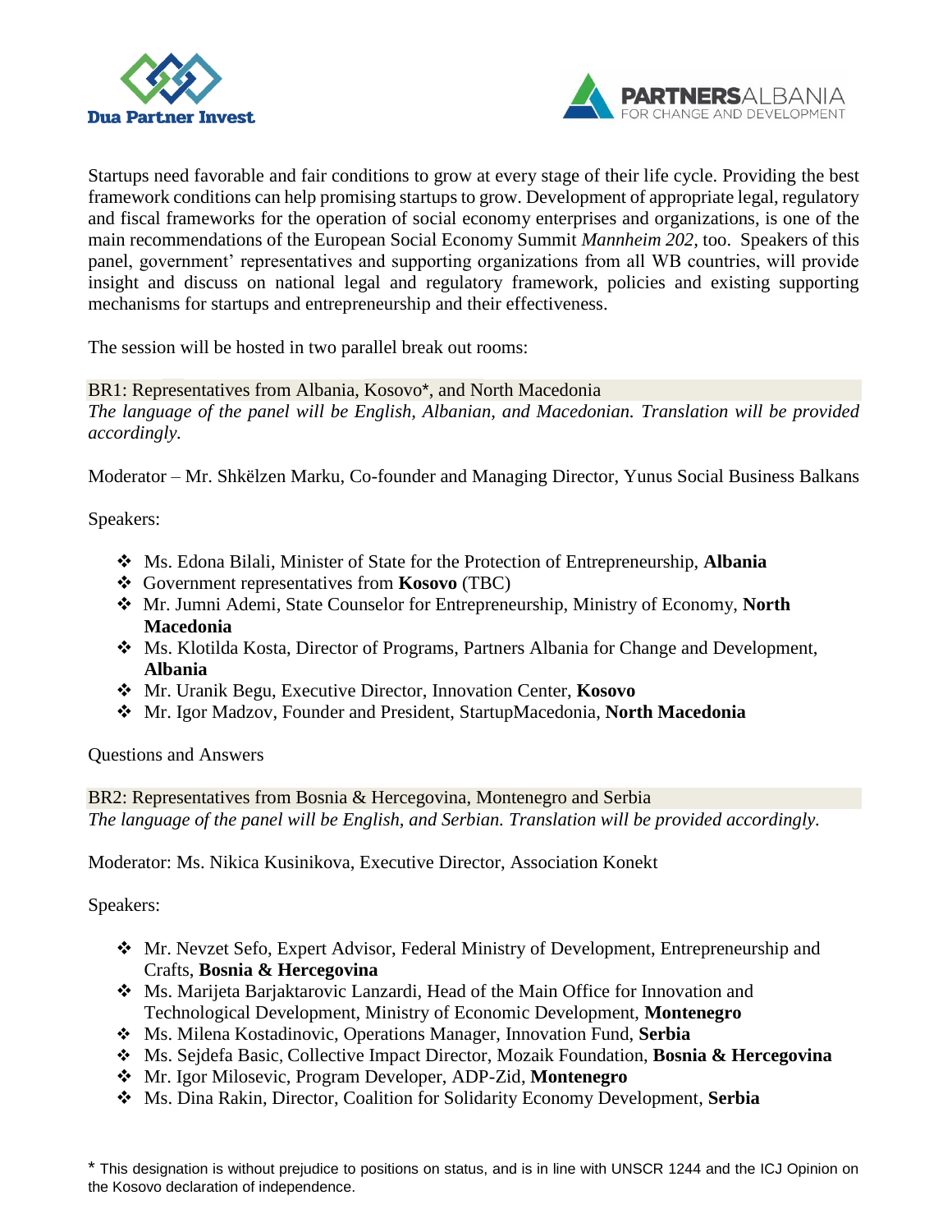Startups need favorable and fair conditions to grow at every stage of their life cycle. Providing the best framework conditions can help promising startups to grow. Development of appropriate legal, regulatory and fiscal frameworks for the operation of social economy enterprises and organizations, is one of the main recommendations of the European Social Economy Summit *Mannheim 202,* too. Speakers of this panel, government' representatives and supporting organizations from all WB countries, will provide insight and discuss on national legal and regulatory framework, policies and existing supporting mechanisms for startups and entrepreneurship and their effectiveness.

The session will be hosted in two parallel break out rooms:

BR1: Representatives from Albania, Kosovo*, and North Macedonia

*The language of the panel will be English, Albanian, and Macedonian. Translation will be provided accordingly.*

Moderator – Mr. Shkëlzen Marku, Co-founder and Managing Director, Yunus Social Business Balkans

Speakers:

- Ms. Edona Bilali, Minister of State for the Protection of Entrepreneurship, **Albania**
- Government representatives from **Kosovo** (TBC)
- Mr. Jumni Ademi, State Counselor for Entrepreneurship, Ministry of Economy, **North Macedonia**
- Ms. Klotilda Kosta, Director of Programs, Partners Albania for Change and Development, **Albania**
- Mr. Uranik Begu, Executive Director, Innovation Center, **Kosovo**
- Mr. Igor Madzov, Founder and President, StartupMacedonia, **North Macedonia**

Questions and Answers

BR2: Representatives from Bosnia & Hercegovina, Montenegro and Serbia

*The language of the panel will be English, and Serbian. Translation will be provided accordingly.*

Moderator: Ms. Nikica Kusinikova, Executive Director, Association Konekt

Speakers:

- Mr. Nevzet Sefo, Expert Advisor, Federal Ministry of Development, Entrepreneurship and Crafts, **Bosnia & Hercegovina**
- Ms. Marijeta Barjaktarovic Lanzardi, Head of the Main Office for Innovation and Technological Development, Ministry of Economic Development, **Montenegro**
- Ms. Milena Kostadinovic, Operations Manager, Innovation Fund, **Serbia**
- Ms. Sejdefa Basic, Collective Impact Director, Mozaik Foundation, **Bosnia & Hercegovina**
- Mr. Igor Milosevic, Program Developer, ADP-Zid, **Montenegro**
- Ms. Dina Rakin, Director, Coalition for Solidarity Economy Development, **Serbia**

* This designation is without prejudice to positions on status, and is in line with UNSCR 1244 and the ICJ Opinion on the Kosovo declaration of independence.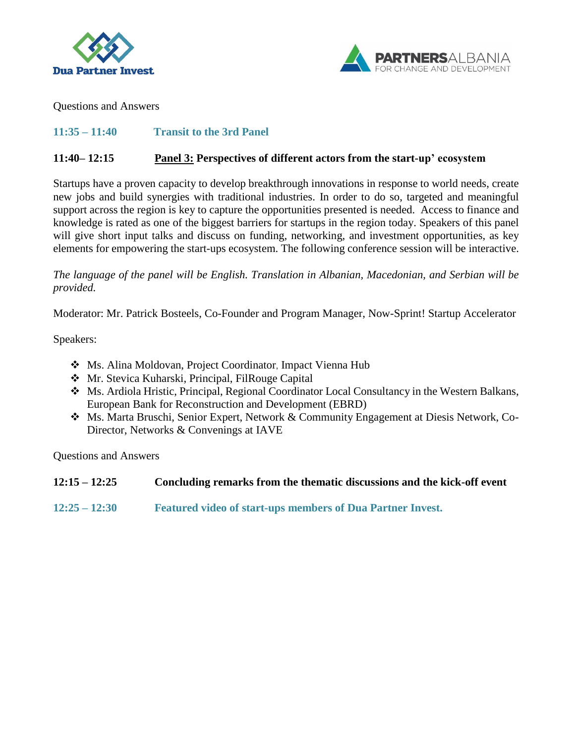Questions and Answers

**11:35 – 11:40 Transit to the 3rd Panel**

**11:40– 12:15 Panel 3: Perspectives of different actors from the start-up' ecosystem**

Startups have a proven capacity to develop breakthrough innovations in response to world needs, create new jobs and build synergies with traditional industries. In order to do so, targeted and meaningful support across the region is key to capture the opportunities presented is needed. Access to finance and knowledge is rated as one of the biggest barriers for startups in the region today. Speakers of this panel will give short input talks and discuss on funding, networking, and investment opportunities, as key elements for empowering the start-ups ecosystem. The following conference session will be interactive.

*The language of the panel will be English. Translation in Albanian, Macedonian, and Serbian will be provided.*

Moderator: Mr. Patrick Bosteels, Co-Founder and Program Manager, Now-Sprint! Startup Accelerator

Speakers:

- Ms. Alina Moldovan, Project Coordinator, Impact Vienna Hub
- Mr. Stevica Kuharski, Principal, FilRouge Capital
- Ms. Ardiola Hristic, Principal, Regional Coordinator Local Consultancy in the Western Balkans, European Bank for Reconstruction and Development (EBRD)
- Ms. Marta Bruschi, Senior Expert, Network & Community Engagement at Diesis Network, Co-Director, Networks & Convenings at IAVE

Questions and Answers

**12:15 – 12:25 Concluding remarks from the thematic discussions and the kick-off event**

**12:25 – 12:30 Featured video of start-ups members of Dua Partner Invest.**